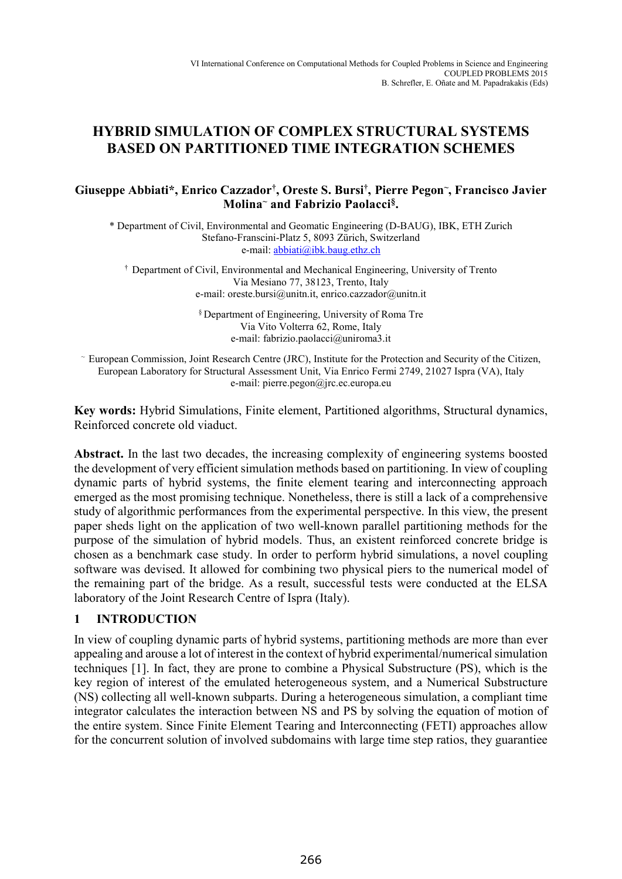# HYBRID SIMULATION OF COMPLEX STRUCTURAL SYSTEMS BASED ON PARTITIONED TIME INTEGRATION SCHEMES

**Giuseppe Abbiati\*, Enrico Cazzador†, Oreste S. Bursi†, Pierre Pegon~, Francisco Javier Molina~ and Fabrizio Paolacci§.**

\* Department of Civil, Environmental and Geomatic Engineering (D-BAUG), IBK, ETH Zurich
Stefano-Franscini-Platz 5, 8093 Zürich, Switzerland
e-mail: abbiati@ibk.baug.ethz.ch

† Department of Civil, Environmental and Mechanical Engineering, University of Trento
Via Mesiano 77, 38123, Trento, Italy
e-mail: oreste.bursi@unitn.it, enrico.cazzador@unitn.it

§ Department of Engineering, University of Roma Tre
Via Vito Volterra 62, Rome, Italy
e-mail: fabrizio.paolacci@uniroma3.it

~ European Commission, Joint Research Centre (JRC), Institute for the Protection and Security of the Citizen, European Laboratory for Structural Assessment Unit, Via Enrico Fermi 2749, 21027 Ispra (VA), Italy
e-mail: pierre.pegon@jrc.ec.europa.eu

**Key words:** Hybrid Simulations, Finite element, Partitioned algorithms, Structural dynamics, Reinforced concrete old viaduct.

**Abstract.** In the last two decades, the increasing complexity of engineering systems boosted the development of very efficient simulation methods based on partitioning. In view of coupling dynamic parts of hybrid systems, the finite element tearing and interconnecting approach emerged as the most promising technique. Nonetheless, there is still a lack of a comprehensive study of algorithmic performances from the experimental perspective. In this view, the present paper sheds light on the application of two well-known parallel partitioning methods for the purpose of the simulation of hybrid models. Thus, an existent reinforced concrete bridge is chosen as a benchmark case study. In order to perform hybrid simulations, a novel coupling software was devised. It allowed for combining two physical piers to the numerical model of the remaining part of the bridge. As a result, successful tests were conducted at the ELSA laboratory of the Joint Research Centre of Ispra (Italy).

## 1 INTRODUCTION

In view of coupling dynamic parts of hybrid systems, partitioning methods are more than ever appealing and arouse a lot of interest in the context of hybrid experimental/numerical simulation techniques [1]. In fact, they are prone to combine a Physical Substructure (PS), which is the key region of interest of the emulated heterogeneous system, and a Numerical Substructure (NS) collecting all well-known subparts. During a heterogeneous simulation, a compliant time integrator calculates the interaction between NS and PS by solving the equation of motion of the entire system. Since Finite Element Tearing and Interconnecting (FETI) approaches allow for the concurrent solution of involved subdomains with large time step ratios, they guarantiee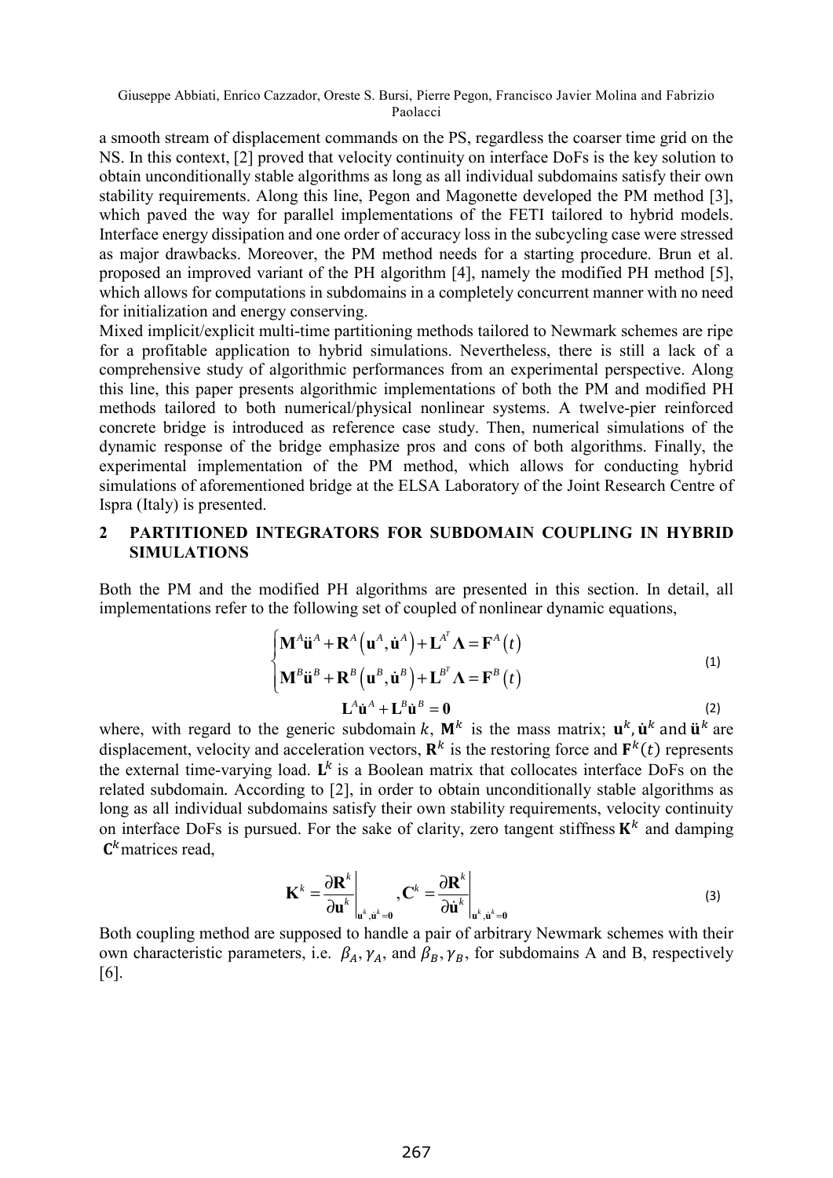a smooth stream of displacement commands on the PS, regardless the coarser time grid on the NS. In this context, [2] proved that velocity continuity on interface DoFs is the key solution to obtain unconditionally stable algorithms as long as all individual subdomains satisfy their own stability requirements. Along this line, Pegon and Magonette developed the PM method [3], which paved the way for parallel implementations of the FETI tailored to hybrid models. Interface energy dissipation and one order of accuracy loss in the subcycling case were stressed as major drawbacks. Moreover, the PM method needs for a starting procedure. Brun et al. proposed an improved variant of the PH algorithm [4], namely the modified PH method [5], which allows for computations in subdomains in a completely concurrent manner with no need for initialization and energy conserving.

Mixed implicit/explicit multi-time partitioning methods tailored to Newmark schemes are ripe for a profitable application to hybrid simulations. Nevertheless, there is still a lack of a comprehensive study of algorithmic performances from an experimental perspective. Along this line, this paper presents algorithmic implementations of both the PM and modified PH methods tailored to both numerical/physical nonlinear systems. A twelve-pier reinforced concrete bridge is introduced as reference case study. Then, numerical simulations of the dynamic response of the bridge emphasize pros and cons of both algorithms. Finally, the experimental implementation of the PM method, which allows for conducting hybrid simulations of aforementioned bridge at the ELSA Laboratory of the Joint Research Centre of Ispra (Italy) is presented.

## 2 PARTITIONED INTEGRATORS FOR SUBDOMAIN COUPLING IN HYBRID SIMULATIONS

Both the PM and the modified PH algorithms are presented in this section. In detail, all implementations refer to the following set of coupled of nonlinear dynamic equations,

$$\begin{cases} \mathbf{M}^A \ddot{\mathbf{u}}^A + \mathbf{R}^A\left(\mathbf{u}^A, \dot{\mathbf{u}}^A\right) + \mathbf{L}^{A^T} \boldsymbol{\Lambda} = \mathbf{F}^A(t) \\ \mathbf{M}^B \ddot{\mathbf{u}}^B + \mathbf{R}^B\left(\mathbf{u}^B, \dot{\mathbf{u}}^B\right) + \mathbf{L}^{B^T} \boldsymbol{\Lambda} = \mathbf{F}^B(t) \end{cases} \tag{1}$$

$$\mathbf{L}^A \dot{\mathbf{u}}^A + \mathbf{L}^B \dot{\mathbf{u}}^B = \mathbf{0} \tag{2}$$

where, with regard to the generic subdomain $k$, $\mathbf{M}^k$ is the mass matrix; $\mathbf{u}^k, \dot{\mathbf{u}}^k$ and $\ddot{\mathbf{u}}^k$ are displacement, velocity and acceleration vectors, $\mathbf{R}^k$ is the restoring force and $\mathbf{F}^k(t)$ represents the external time-varying load. $\mathbf{L}^k$ is a Boolean matrix that collocates interface DoFs on the related subdomain. According to [2], in order to obtain unconditionally stable algorithms as long as all individual subdomains satisfy their own stability requirements, velocity continuity on interface DoFs is pursued. For the sake of clarity, zero tangent stiffness $\mathbf{K}^k$ and damping $\mathbf{C}^k$ matrices read,

$$\mathbf{K}^k = \left.\frac{\partial \mathbf{R}^k}{\partial \mathbf{u}^k}\right|_{\mathbf{u}^k, \dot{\mathbf{u}}^k = \mathbf{0}}, \mathbf{C}^k = \left.\frac{\partial \mathbf{R}^k}{\partial \dot{\mathbf{u}}^k}\right|_{\mathbf{u}^k, \dot{\mathbf{u}}^k = \mathbf{0}} \tag{3}$$

Both coupling method are supposed to handle a pair of arbitrary Newmark schemes with their own characteristic parameters, i.e. $\beta_A, \gamma_A$, and $\beta_B, \gamma_B$, for subdomains A and B, respectively [6].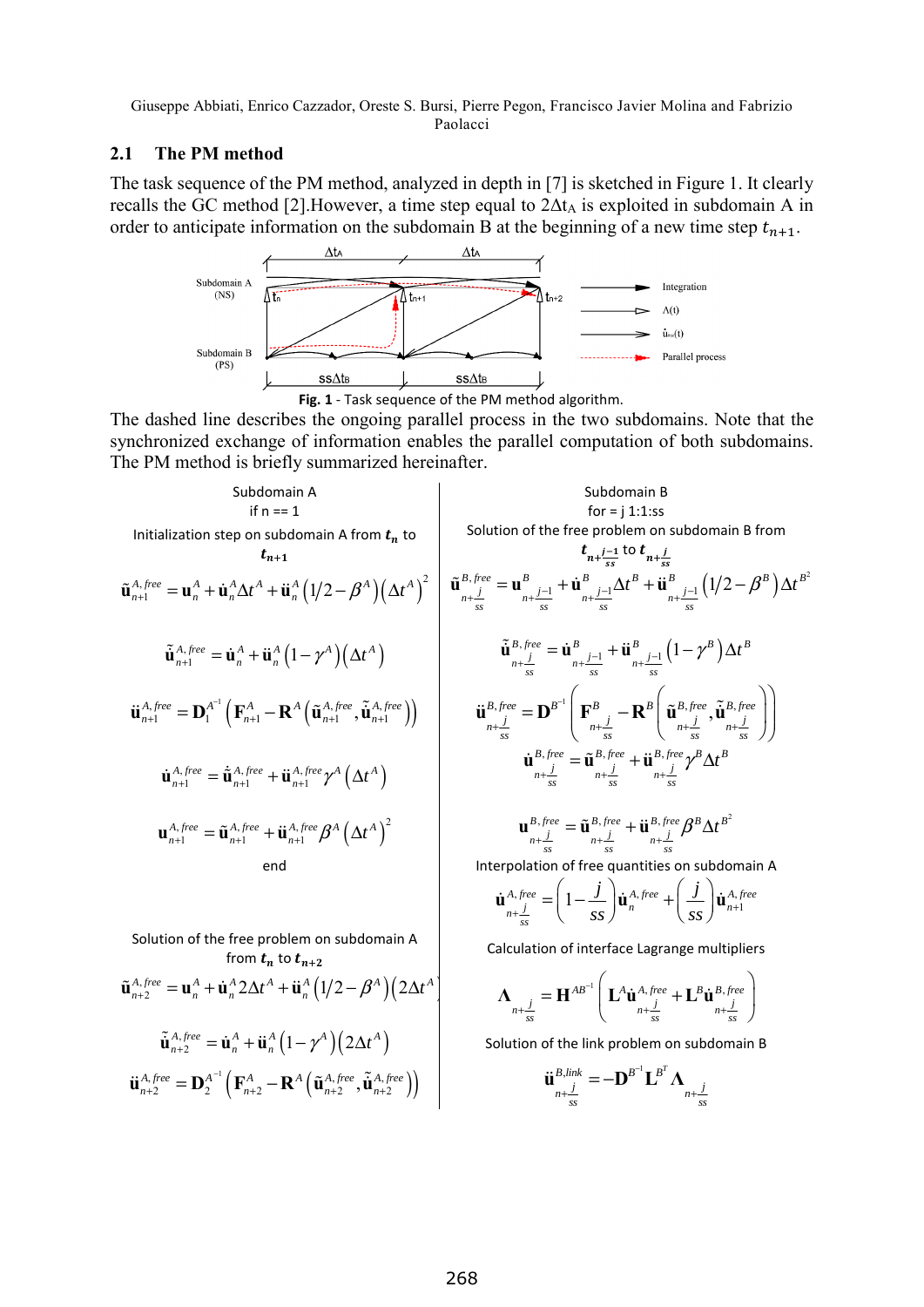## 2.1 The PM method

The task sequence of the PM method, analyzed in depth in [7] is sketched in Figure 1. It clearly recalls the GC method [2].However, a time step equal to $2\Delta t_A$ is exploited in subdomain A in order to anticipate information on the subdomain B at the beginning of a new time step $t_{n+1}$.

Subdomain A (NS) | Subdomain B (PS) | $\Delta t_A$ | $\Delta t_A$ | $t_n$ | $t_{n+1}$ | $t_{n+2}$ | $ss\Delta t_B$ | $ss\Delta t_B$ | Integration | $\Lambda(t)$ | $\dot{u}_{int}(t)$ | Parallel process

**Fig. 1** - Task sequence of the PM method algorithm.

The dashed line describes the ongoing parallel process in the two subdomains. Note that the synchronized exchange of information enables the parallel computation of both subdomains. The PM method is briefly summarized hereinafter.

**Subdomain A**

if n == 1

Initialization step on subdomain A from $t_n$ to $t_{n+1}$

$$\tilde{\mathbf{u}}_{n+1}^{A,free} = \mathbf{u}_n^A + \dot{\mathbf{u}}_n^A \Delta t^A + \ddot{\mathbf{u}}_n^A \left(1/2 - \beta^A\right)\left(\Delta t^A\right)^2$$

$$\tilde{\dot{\mathbf{u}}}_{n+1}^{A,free} = \dot{\mathbf{u}}_n^A + \ddot{\mathbf{u}}_n^A \left(1-\gamma^A\right)\left(\Delta t^A\right)$$

$$\ddot{\mathbf{u}}_{n+1}^{A,free} = \mathbf{D}_1^{A^{-1}}\left(\mathbf{F}_{n+1}^A - \mathbf{R}^A\left(\tilde{\mathbf{u}}_{n+1}^{A,free}, \tilde{\dot{\mathbf{u}}}_{n+1}^{A,free}\right)\right)$$

$$\dot{\mathbf{u}}_{n+1}^{A,free} = \tilde{\dot{\mathbf{u}}}_{n+1}^{A,free} + \ddot{\mathbf{u}}_{n+1}^{A,free}\gamma^A\left(\Delta t^A\right)$$

$$\mathbf{u}_{n+1}^{A,free} = \tilde{\mathbf{u}}_{n+1}^{A,free} + \ddot{\mathbf{u}}_{n+1}^{A,free}\beta^A\left(\Delta t^A\right)^2$$

end

Solution of the free problem on subdomain A from $t_n$ to $t_{n+2}$

$$\tilde{\mathbf{u}}_{n+2}^{A,free} = \mathbf{u}_n^A + \dot{\mathbf{u}}_n^A 2\Delta t^A + \ddot{\mathbf{u}}_n^A\left(1/2-\beta^A\right)\left(2\Delta t^A\right)^2$$

$$\tilde{\dot{\mathbf{u}}}_{n+2}^{A,free} = \dot{\mathbf{u}}_n^A + \ddot{\mathbf{u}}_n^A\left(1-\gamma^A\right)\left(2\Delta t^A\right)$$

$$\ddot{\mathbf{u}}_{n+2}^{A,free} = \mathbf{D}_2^{A^{-1}}\left(\mathbf{F}_{n+2}^A - \mathbf{R}^A\left(\tilde{\mathbf{u}}_{n+2}^{A,free}, \tilde{\dot{\mathbf{u}}}_{n+2}^{A,free}\right)\right)$$

**Subdomain B**

for = j 1:1:ss

Solution of the free problem on subdomain B from $t_{n+\frac{j-1}{ss}}$ to $t_{n+\frac{j}{ss}}$

$$\tilde{\mathbf{u}}_{n+\frac{j}{ss}}^{B,free} = \mathbf{u}_{n+\frac{j-1}{ss}}^B + \dot{\mathbf{u}}_{n+\frac{j-1}{ss}}^B\Delta t^B + \ddot{\mathbf{u}}_{n+\frac{j-1}{ss}}^B\left(1/2-\beta^B\right)\Delta t^{B^2}$$

$$\tilde{\dot{\mathbf{u}}}_{n+\frac{j}{ss}}^{B,free} = \dot{\mathbf{u}}_{n+\frac{j-1}{ss}}^B + \ddot{\mathbf{u}}_{n+\frac{j-1}{ss}}^B\left(1-\gamma^B\right)\Delta t^B$$

$$\ddot{\mathbf{u}}_{n+\frac{j}{ss}}^{B,free} = \mathbf{D}^{B^{-1}}\left(\mathbf{F}_{n+\frac{j}{ss}}^B - \mathbf{R}^B\left(\tilde{\mathbf{u}}_{n+\frac{j}{ss}}^{B,free}, \tilde{\dot{\mathbf{u}}}_{n+\frac{j}{ss}}^{B,free}\right)\right)$$

$$\dot{\mathbf{u}}_{n+\frac{j}{ss}}^{B,free} = \tilde{\dot{\mathbf{u}}}_{n+\frac{j}{ss}}^{B,free} + \ddot{\mathbf{u}}_{n+\frac{j}{ss}}^{B,free}\gamma^B\Delta t^B$$

$$\mathbf{u}_{n+\frac{j}{ss}}^{B,free} = \tilde{\mathbf{u}}_{n+\frac{j}{ss}}^{B,free} + \ddot{\mathbf{u}}_{n+\frac{j}{ss}}^{B,free}\beta^B\Delta t^{B^2}$$

Interpolation of free quantities on subdomain A

$$\dot{\mathbf{u}}_{n+\frac{j}{ss}}^{A,free} = \left(1-\frac{j}{ss}\right)\dot{\mathbf{u}}_n^{A,free} + \left(\frac{j}{ss}\right)\dot{\mathbf{u}}_{n+1}^{A,free}$$

Calculation of interface Lagrange multipliers

$$\mathbf{\Lambda}_{n+\frac{j}{ss}} = \mathbf{H}^{AB^{-1}}\left(\mathbf{L}^A\dot{\mathbf{u}}_{n+\frac{j}{ss}}^{A,free} + \mathbf{L}^B\dot{\mathbf{u}}_{n+\frac{j}{ss}}^{B,free}\right)$$

Solution of the link problem on subdomain B

$$\ddot{\mathbf{u}}_{n+\frac{j}{ss}}^{B,link} = -\mathbf{D}^{B^{-1}}\mathbf{L}^{B^T}\mathbf{\Lambda}_{n+\frac{j}{ss}}$$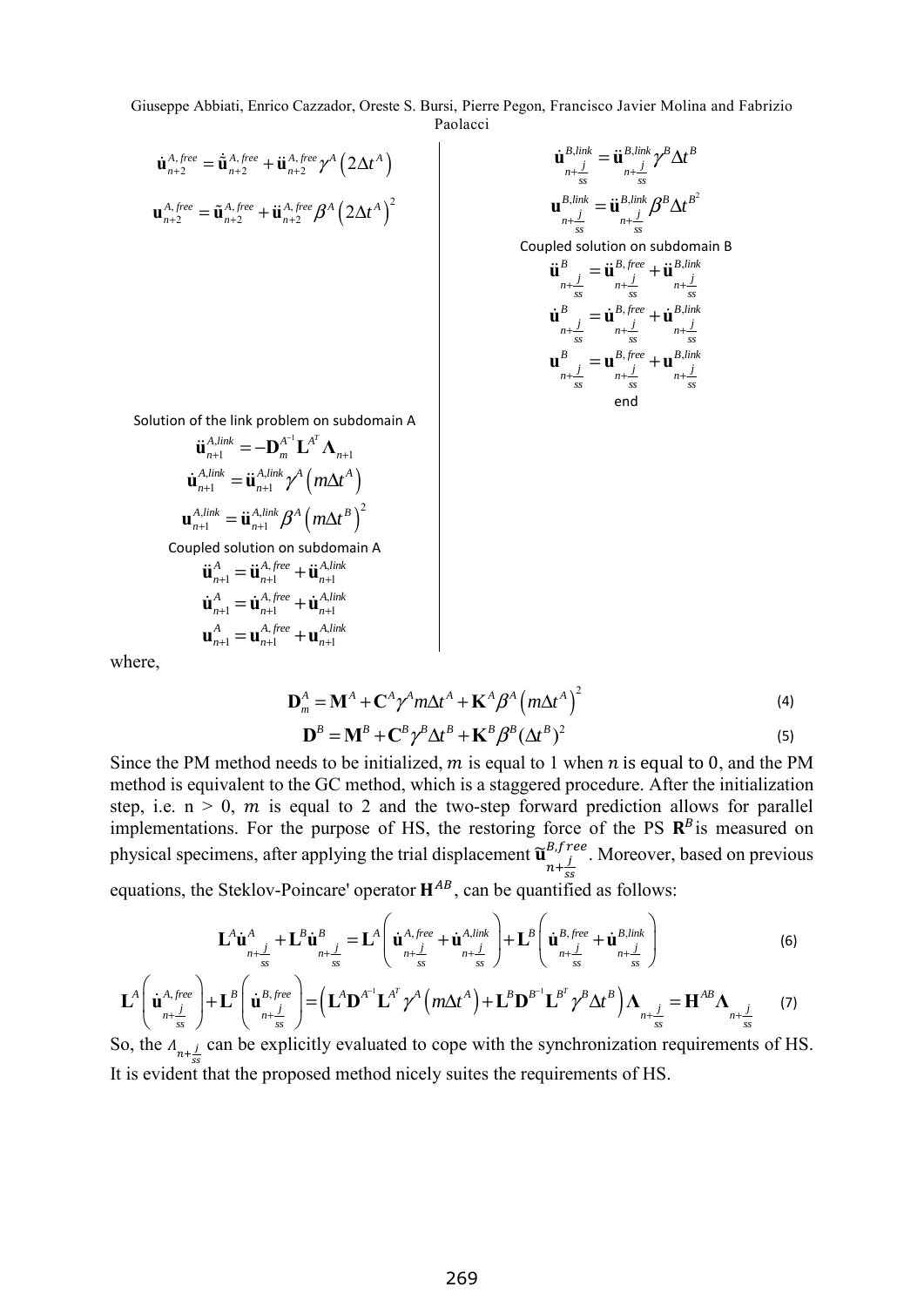$$\dot{\mathbf{u}}_{n+2}^{A,free} = \dot{\tilde{\mathbf{u}}}_{n+2}^{A,free} + \ddot{\mathbf{u}}_{n+2}^{A,free}\gamma^A\left(2\Delta t^A\right)$$

$$\mathbf{u}_{n+2}^{A,free} = \tilde{\mathbf{u}}_{n+2}^{A,free} + \ddot{\mathbf{u}}_{n+2}^{A,free}\beta^A\left(2\Delta t^A\right)^2$$

Solution of the link problem on subdomain A

$$\ddot{\mathbf{u}}_{n+1}^{A,link} = -\mathbf{D}_m^{A^{-1}}\mathbf{L}^{A^T}\mathbf{\Lambda}_{n+1}$$

$$\dot{\mathbf{u}}_{n+1}^{A,link} = \ddot{\mathbf{u}}_{n+1}^{A,link}\gamma^A\left(m\Delta t^A\right)$$

$$\mathbf{u}_{n+1}^{A,link} = \ddot{\mathbf{u}}_{n+1}^{A,link}\beta^A\left(m\Delta t^B\right)^2$$

Coupled solution on subdomain A

$$\ddot{\mathbf{u}}_{n+1}^{A} = \ddot{\mathbf{u}}_{n+1}^{A,free} + \ddot{\mathbf{u}}_{n+1}^{A,link}$$

$$\dot{\mathbf{u}}_{n+1}^{A} = \dot{\mathbf{u}}_{n+1}^{A,free} + \dot{\mathbf{u}}_{n+1}^{A,link}$$

$$\mathbf{u}_{n+1}^{A} = \mathbf{u}_{n+1}^{A,free} + \mathbf{u}_{n+1}^{A,link}$$

$$\dot{\mathbf{u}}_{n+\frac{j}{ss}}^{B,link} = \ddot{\mathbf{u}}_{n+\frac{j}{ss}}^{B,link}\gamma^B\Delta t^B$$

$$\mathbf{u}_{n+\frac{j}{ss}}^{B,link} = \ddot{\mathbf{u}}_{n+\frac{j}{ss}}^{B,link}\beta^B\Delta t^{B^2}$$

Coupled solution on subdomain B

$$\ddot{\mathbf{u}}_{n+\frac{j}{ss}}^{B} = \ddot{\mathbf{u}}_{n+\frac{j}{ss}}^{B,free} + \ddot{\mathbf{u}}_{n+\frac{j}{ss}}^{B,link}$$

$$\dot{\mathbf{u}}_{n+\frac{j}{ss}}^{B} = \dot{\mathbf{u}}_{n+\frac{j}{ss}}^{B,free} + \dot{\mathbf{u}}_{n+\frac{j}{ss}}^{B,link}$$

$$\mathbf{u}_{n+\frac{j}{ss}}^{B} = \mathbf{u}_{n+\frac{j}{ss}}^{B,free} + \mathbf{u}_{n+\frac{j}{ss}}^{B,link}$$

end

where,

$$\mathbf{D}_m^A = \mathbf{M}^A + \mathbf{C}^A\gamma^A m\Delta t^A + \mathbf{K}^A\beta^A\left(m\Delta t^A\right)^2 \tag{4}$$

$$\mathbf{D}^B = \mathbf{M}^B + \mathbf{C}^B\gamma^B\Delta t^B + \mathbf{K}^B\beta^B(\Delta t^B)^2 \tag{5}$$

Since the PM method needs to be initialized, $m$ is equal to 1 when $n$ is equal to 0, and the PM method is equivalent to the GC method, which is a staggered procedure. After the initialization step, i.e. $n > 0$, $m$ is equal to 2 and the two-step forward prediction allows for parallel implementations. For the purpose of HS, the restoring force of the PS $\mathbf{R}^B$ is measured on physical specimens, after applying the trial displacement $\tilde{\mathbf{u}}_{n+\frac{j}{ss}}^{B,free}$. Moreover, based on previous equations, the Steklov-Poincare' operator $\mathbf{H}^{AB}$, can be quantified as follows:

$$\mathbf{L}^A\dot{\mathbf{u}}_{n+\frac{j}{ss}}^{A} + \mathbf{L}^B\dot{\mathbf{u}}_{n+\frac{j}{ss}}^{B} = \mathbf{L}^A\left(\dot{\mathbf{u}}_{n+\frac{j}{ss}}^{A,free} + \dot{\mathbf{u}}_{n+\frac{j}{ss}}^{A,link}\right) + \mathbf{L}^B\left(\dot{\mathbf{u}}_{n+\frac{j}{ss}}^{B,free} + \dot{\mathbf{u}}_{n+\frac{j}{ss}}^{B,link}\right) \tag{6}$$

$$\mathbf{L}^A\left(\dot{\mathbf{u}}_{n+\frac{j}{ss}}^{A,free}\right) + \mathbf{L}^B\left(\dot{\mathbf{u}}_{n+\frac{j}{ss}}^{B,free}\right) = \left(\mathbf{L}^A\mathbf{D}^{A^{-1}}\mathbf{L}^{A^T}\gamma^A\left(m\Delta t^A\right) + \mathbf{L}^B\mathbf{D}^{B^{-1}}\mathbf{L}^{B^T}\gamma^B\Delta t^B\right)\mathbf{\Lambda}_{n+\frac{j}{ss}} = \mathbf{H}^{AB}\mathbf{\Lambda}_{n+\frac{j}{ss}} \tag{7}$$

So, the $\Lambda_{n+\frac{j}{ss}}$ can be explicitly evaluated to cope with the synchronization requirements of HS. It is evident that the proposed method nicely suites the requirements of HS.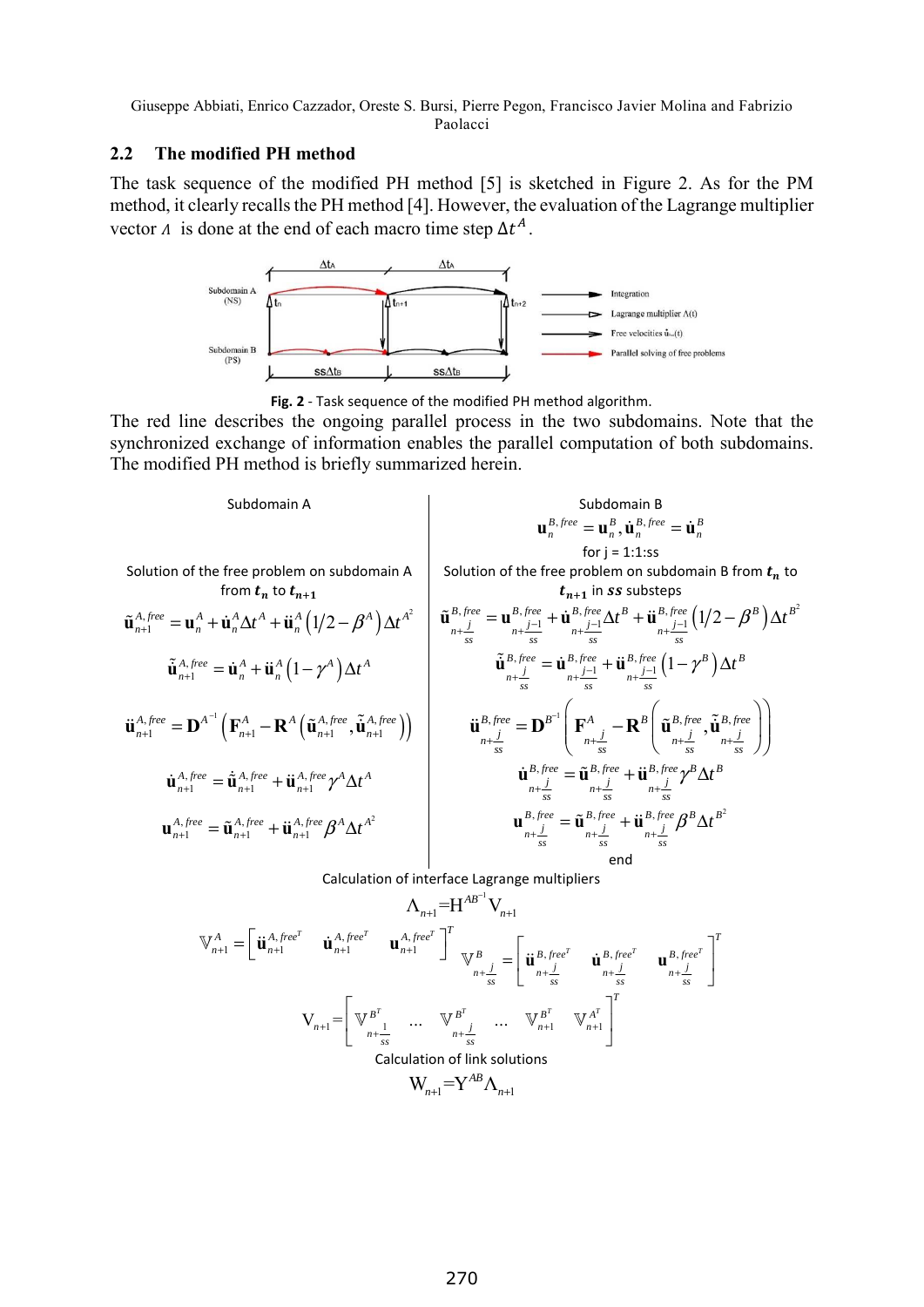## 2.2 The modified PH method

The task sequence of the modified PH method [5] is sketched in Figure 2. As for the PM method, it clearly recalls the PH method [4]. However, the evaluation of the Lagrange multiplier vector $\Lambda$ is done at the end of each macro time step $\Delta t^A$.

**Fig. 2** - Task sequence of the modified PH method algorithm.

The red line describes the ongoing parallel process in the two subdomains. Note that the synchronized exchange of information enables the parallel computation of both subdomains. The modified PH method is briefly summarized herein.

**Subdomain A**

Solution of the free problem on subdomain A from $t_n$ to $t_{n+1}$

$$\tilde{\mathbf{u}}_{n+1}^{A,free} = \mathbf{u}_n^A + \dot{\mathbf{u}}_n^A \Delta t^A + \ddot{\mathbf{u}}_n^A \left(1/2 - \beta^A\right) \Delta t^{A^2}$$

$$\tilde{\dot{\mathbf{u}}}_{n+1}^{A,free} = \dot{\mathbf{u}}_n^A + \ddot{\mathbf{u}}_n^A \left(1 - \gamma^A\right) \Delta t^A$$

$$\ddot{\mathbf{u}}_{n+1}^{A,free} = \mathbf{D}^{A^{-1}} \left( \mathbf{F}_{n+1}^A - \mathbf{R}^A \left( \tilde{\mathbf{u}}_{n+1}^{A,free}, \tilde{\dot{\mathbf{u}}}_{n+1}^{A,free} \right) \right)$$

$$\dot{\mathbf{u}}_{n+1}^{A,free} = \tilde{\dot{\mathbf{u}}}_{n+1}^{A,free} + \ddot{\mathbf{u}}_{n+1}^{A,free} \gamma^A \Delta t^A$$

$$\mathbf{u}_{n+1}^{A,free} = \tilde{\mathbf{u}}_{n+1}^{A,free} + \ddot{\mathbf{u}}_{n+1}^{A,free} \beta^A \Delta t^{A^2}$$

**Subdomain B**

$$\mathbf{u}_n^{B,free} = \mathbf{u}_n^B, \dot{\mathbf{u}}_n^{B,free} = \dot{\mathbf{u}}_n^B$$

for j = 1:1:ss

Solution of the free problem on subdomain B from $t_n$ to $t_{n+1}$ in $ss$ substeps

$$\tilde{\mathbf{u}}_{n+\frac{j}{ss}}^{B,free} = \mathbf{u}_{n+\frac{j-1}{ss}}^{B,free} + \dot{\mathbf{u}}_{n+\frac{j-1}{ss}}^{B,free} \Delta t^B + \ddot{\mathbf{u}}_{n+\frac{j-1}{ss}}^{B,free} \left(1/2 - \beta^B\right) \Delta t^{B^2}$$

$$\tilde{\dot{\mathbf{u}}}_{n+\frac{j}{ss}}^{B,free} = \dot{\mathbf{u}}_{n+\frac{j-1}{ss}}^{B,free} + \ddot{\mathbf{u}}_{n+\frac{j-1}{ss}}^{B,free} \left(1 - \gamma^B\right) \Delta t^B$$

$$\ddot{\mathbf{u}}_{n+\frac{j}{ss}}^{B,free} = \mathbf{D}^{B^{-1}} \left( \mathbf{F}_{n+\frac{j}{ss}}^A - \mathbf{R}^B \left( \tilde{\mathbf{u}}_{n+\frac{j}{ss}}^{B,free}, \tilde{\dot{\mathbf{u}}}_{n+\frac{j}{ss}}^{B,free} \right) \right)$$

$$\dot{\mathbf{u}}_{n+\frac{j}{ss}}^{B,free} = \tilde{\dot{\mathbf{u}}}_{n+\frac{j}{ss}}^{B,free} + \ddot{\mathbf{u}}_{n+\frac{j}{ss}}^{B,free} \gamma^B \Delta t^B$$

$$\mathbf{u}_{n+\frac{j}{ss}}^{B,free} = \tilde{\mathbf{u}}_{n+\frac{j}{ss}}^{B,free} + \ddot{\mathbf{u}}_{n+\frac{j}{ss}}^{B,free} \beta^B \Delta t^{B^2}$$

end

Calculation of interface Lagrange multipliers

$$\Lambda_{n+1} = \mathrm{H}^{AB^{-1}} \mathrm{V}_{n+1}$$

$$\mathbb{V}_{n+1}^A = \left[ \ddot{\mathbf{u}}_{n+1}^{A,free^T} \quad \dot{\mathbf{u}}_{n+1}^{A,free^T} \quad \mathbf{u}_{n+1}^{A,free^T} \right]^T \qquad \mathbb{V}_{n+\frac{j}{ss}}^B = \left[ \ddot{\mathbf{u}}_{n+\frac{j}{ss}}^{B,free^T} \quad \dot{\mathbf{u}}_{n+\frac{j}{ss}}^{B,free^T} \quad \mathbf{u}_{n+\frac{j}{ss}}^{B,free^T} \right]^T$$

$$\mathrm{V}_{n+1} = \left[ \mathbb{V}_{n+\frac{1}{ss}}^{B^T} \quad \ldots \quad \mathbb{V}_{n+\frac{j}{ss}}^{B^T} \quad \ldots \quad \mathbb{V}_{n+1}^{B^T} \quad \mathbb{V}_{n+1}^{A^T} \right]^T$$

Calculation of link solutions

$$\mathrm{W}_{n+1} = \mathrm{Y}^{AB} \Lambda_{n+1}$$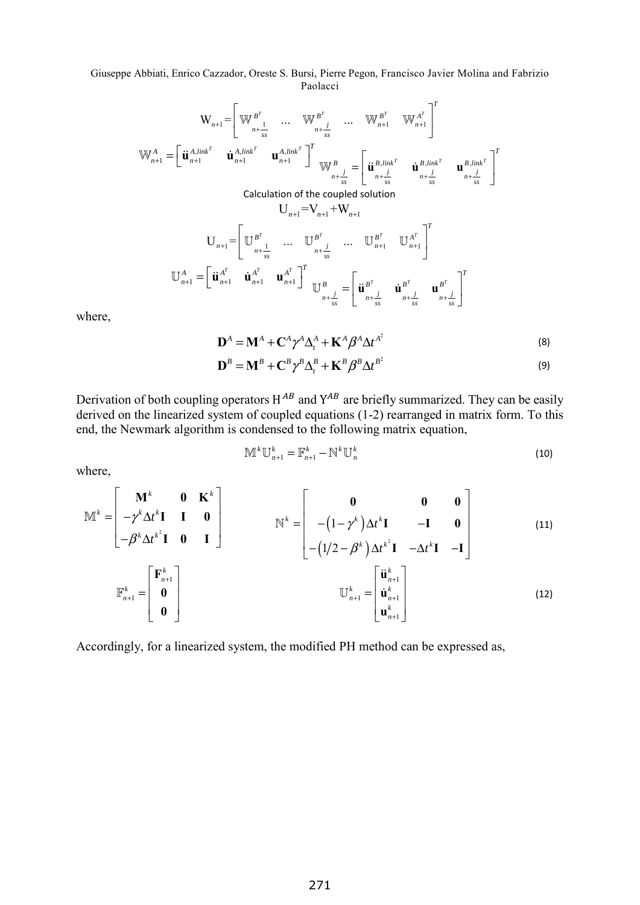$$\mathrm{W}_{n+1}=\left[\mathbb{W}^{B^T}_{n+\frac{1}{ss}} \quad \dots \quad \mathbb{W}^{B^T}_{n+\frac{j}{ss}} \quad \dots \quad \mathbb{W}^{B^T}_{n+1} \quad \mathbb{W}^{A^T}_{n+1}\right]^T$$

$$\mathbb{W}^{A}_{n+1}=\left[\ddot{\mathbf{u}}^{A,link^T}_{n+1} \quad \dot{\mathbf{u}}^{A,link^T}_{n+1} \quad \mathbf{u}^{A,link^T}_{n+1}\right]^T \qquad \mathbb{W}^{B}_{n+\frac{j}{ss}}=\left[\ddot{\mathbf{u}}^{B,link^T}_{n+\frac{j}{ss}} \quad \dot{\mathbf{u}}^{B,link^T}_{n+\frac{j}{ss}} \quad \mathbf{u}^{B,link^T}_{n+\frac{j}{ss}}\right]^T$$

Calculation of the coupled solution

$$\mathrm{U}_{n+1}=\mathrm{V}_{n+1}+\mathrm{W}_{n+1}$$

$$\mathrm{U}_{n+1}=\left[\mathbb{U}^{B^T}_{n+\frac{1}{ss}} \quad \dots \quad \mathbb{U}^{B^T}_{n+\frac{j}{ss}} \quad \dots \quad \mathbb{U}^{B^T}_{n+1} \quad \mathbb{U}^{A^T}_{n+1}\right]^T$$

$$\mathbb{U}^{A}_{n+1}=\left[\ddot{\mathbf{u}}^{A^T}_{n+1} \quad \dot{\mathbf{u}}^{A^T}_{n+1} \quad \mathbf{u}^{A^T}_{n+1}\right]^T \qquad \mathbb{U}^{B}_{n+\frac{j}{ss}}=\left[\ddot{\mathbf{u}}^{B^T}_{n+\frac{j}{ss}} \quad \dot{\mathbf{u}}^{B^T}_{n+\frac{j}{ss}} \quad \mathbf{u}^{B^T}_{n+\frac{j}{ss}}\right]^T$$

where,

$$\mathbf{D}^A=\mathbf{M}^A+\mathbf{C}^A\gamma^A\Delta_t^A+\mathbf{K}^A\beta^A\Delta t^{A^2} \tag{8}$$

$$\mathbf{D}^B=\mathbf{M}^B+\mathbf{C}^B\gamma^B\Delta_t^B+\mathbf{K}^B\beta^B\Delta t^{B^2} \tag{9}$$

Derivation of both coupling operators $\mathrm{H}^{AB}$ and $\mathrm{Y}^{AB}$ are briefly summarized. They can be easily derived on the linearized system of coupled equations (1-2) rearranged in matrix form. To this end, the Newmark algorithm is condensed to the following matrix equation,

$$\mathbb{M}^k\mathbb{U}^k_{n+1}=\mathbb{F}^k_{n+1}-\mathbb{N}^k\mathbb{U}^k_n \tag{10}$$

where,

$$\mathbb{M}^k=\begin{bmatrix}\mathbf{M}^k & \mathbf{0} & \mathbf{K}^k\\ -\gamma^k\Delta t^k\mathbf{I} & \mathbf{I} & \mathbf{0}\\ -\beta^k\Delta t^{k^2}\mathbf{I} & \mathbf{0} & \mathbf{I}\end{bmatrix} \qquad \mathbb{N}^k=\begin{bmatrix}\mathbf{0} & \mathbf{0} & \mathbf{0}\\ -\left(1-\gamma^k\right)\Delta t^k\mathbf{I} & -\mathbf{I} & \mathbf{0}\\ -\left(1/2-\beta^k\right)\Delta t^{k^2}\mathbf{I} & -\Delta t^k\mathbf{I} & -\mathbf{I}\end{bmatrix} \tag{11}$$

$$\mathbb{F}^k_{n+1}=\begin{bmatrix}\mathbf{F}^k_{n+1}\\ \mathbf{0}\\ \mathbf{0}\end{bmatrix} \qquad \mathbb{U}^k_{n+1}=\begin{bmatrix}\ddot{\mathbf{u}}^k_{n+1}\\ \dot{\mathbf{u}}^k_{n+1}\\ \mathbf{u}^k_{n+1}\end{bmatrix} \tag{12}$$

Accordingly, for a linearized system, the modified PH method can be expressed as,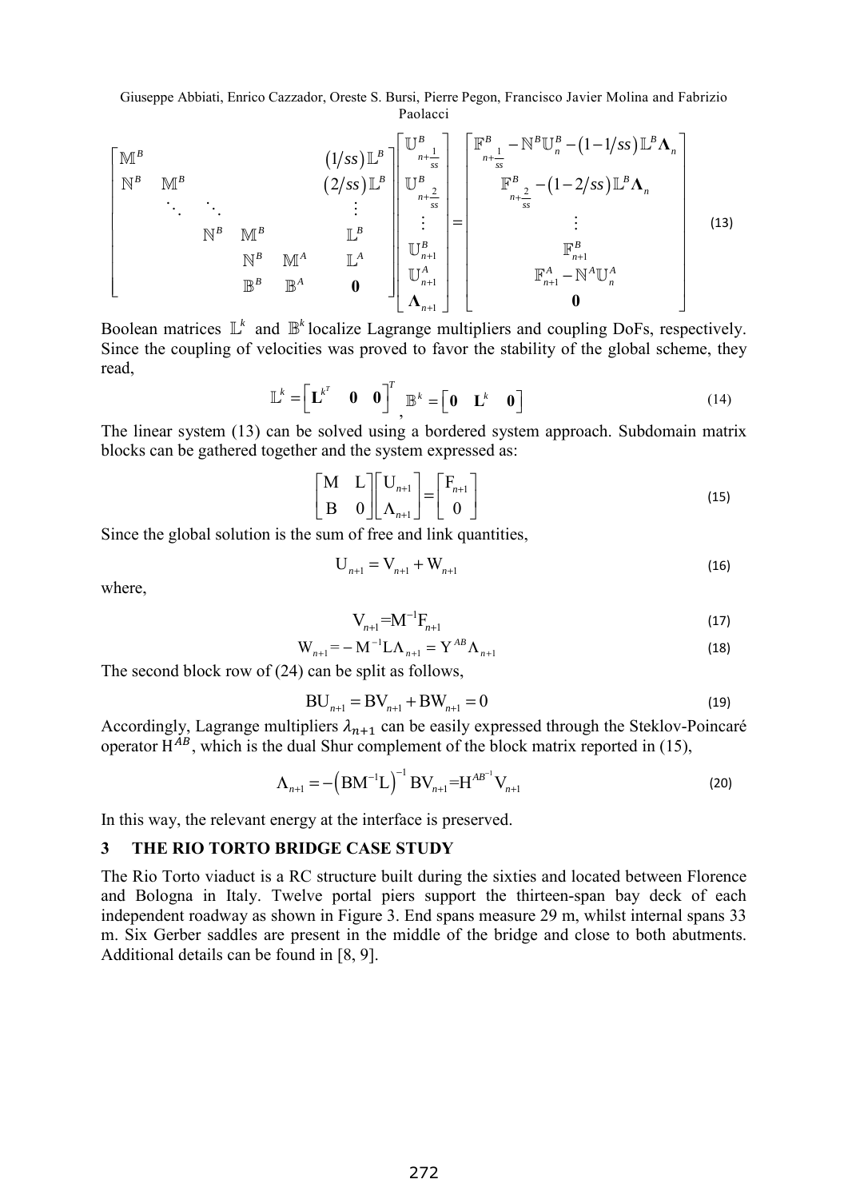$$
\begin{bmatrix}
\mathbb{M}^B & & & & & & (1/ss)\mathbb{L}^B \\
\mathbb{N}^B & \mathbb{M}^B & & & & & (2/ss)\mathbb{L}^B \\
& \ddots & \ddots & & & & \vdots \\
& & \mathbb{N}^B & \mathbb{M}^B & & & \mathbb{L}^B \\
& & & \mathbb{N}^B & \mathbb{M}^A & & \mathbb{L}^A \\
& & & \mathbb{B}^B & \mathbb{B}^A & & \mathbf{0}
\end{bmatrix}
\begin{bmatrix}
\mathbb{U}^B_{n+\frac{1}{ss}} \\
\mathbb{U}^B_{n+\frac{2}{ss}} \\
\vdots \\
\mathbb{U}^B_{n+1} \\
\mathbb{U}^A_{n+1} \\
\mathbf{\Lambda}_{n+1}
\end{bmatrix}
=
\begin{bmatrix}
\mathbb{F}^B_{n+\frac{1}{ss}} - \mathbb{N}^B\mathbb{U}^B_n - (1-1/ss)\mathbb{L}^B\mathbf{\Lambda}_n \\
\mathbb{F}^B_{n+\frac{2}{ss}} - (1-2/ss)\mathbb{L}^B\mathbf{\Lambda}_n \\
\vdots \\
\mathbb{F}^B_{n+1} \\
\mathbb{F}^A_{n+1} - \mathbb{N}^A\mathbb{U}^A_n \\
\mathbf{0}
\end{bmatrix}
\tag{13}
$$

Boolean matrices $\mathbb{L}^k$ and $\mathbb{B}^k$ localize Lagrange multipliers and coupling DoFs, respectively. Since the coupling of velocities was proved to favor the stability of the global scheme, they read,

$$
\mathbb{L}^k = \begin{bmatrix} \mathbf{L}^{k^T} & \mathbf{0} & \mathbf{0} \end{bmatrix}^T, \quad \mathbb{B}^k = \begin{bmatrix} \mathbf{0} & \mathbf{L}^k & \mathbf{0} \end{bmatrix} \tag{14}
$$

The linear system (13) can be solved using a bordered system approach. Subdomain matrix blocks can be gathered together and the system expressed as:

$$
\begin{bmatrix} \mathrm{M} & \mathrm{L} \\ \mathrm{B} & 0 \end{bmatrix} \begin{bmatrix} \mathrm{U}_{n+1} \\ \Lambda_{n+1} \end{bmatrix} = \begin{bmatrix} \mathrm{F}_{n+1} \\ 0 \end{bmatrix} \tag{15}
$$

Since the global solution is the sum of free and link quantities,

$$
\mathrm{U}_{n+1} = \mathrm{V}_{n+1} + \mathrm{W}_{n+1} \tag{16}
$$

where,

$$
\mathrm{V}_{n+1} = \mathrm{M}^{-1}\mathrm{F}_{n+1} \tag{17}
$$

$$
\mathrm{W}_{n+1} = -\mathrm{M}^{-1}\mathrm{L}\Lambda_{n+1} = \mathrm{Y}^{AB}\Lambda_{n+1} \tag{18}
$$

The second block row of (24) can be split as follows,

$$
\mathrm{B}\mathrm{U}_{n+1} = \mathrm{B}\mathrm{V}_{n+1} + \mathrm{B}\mathrm{W}_{n+1} = 0 \tag{19}
$$

Accordingly, Lagrange multipliers $\lambda_{n+1}$ can be easily expressed through the Steklov-Poincaré operator $\mathrm{H}^{AB}$, which is the dual Shur complement of the block matrix reported in (15),

$$
\Lambda_{n+1} = -\left(\mathrm{B}\mathrm{M}^{-1}\mathrm{L}\right)^{-1}\mathrm{B}\mathrm{V}_{n+1} = \mathrm{H}^{AB^{-1}}\mathrm{V}_{n+1} \tag{20}
$$

In this way, the relevant energy at the interface is preserved.

## 3 THE RIO TORTO BRIDGE CASE STUDY

The Rio Torto viaduct is a RC structure built during the sixties and located between Florence and Bologna in Italy. Twelve portal piers support the thirteen-span bay deck of each independent roadway as shown in Figure 3. End spans measure 29 m, whilst internal spans 33 m. Six Gerber saddles are present in the middle of the bridge and close to both abutments. Additional details can be found in [8, 9].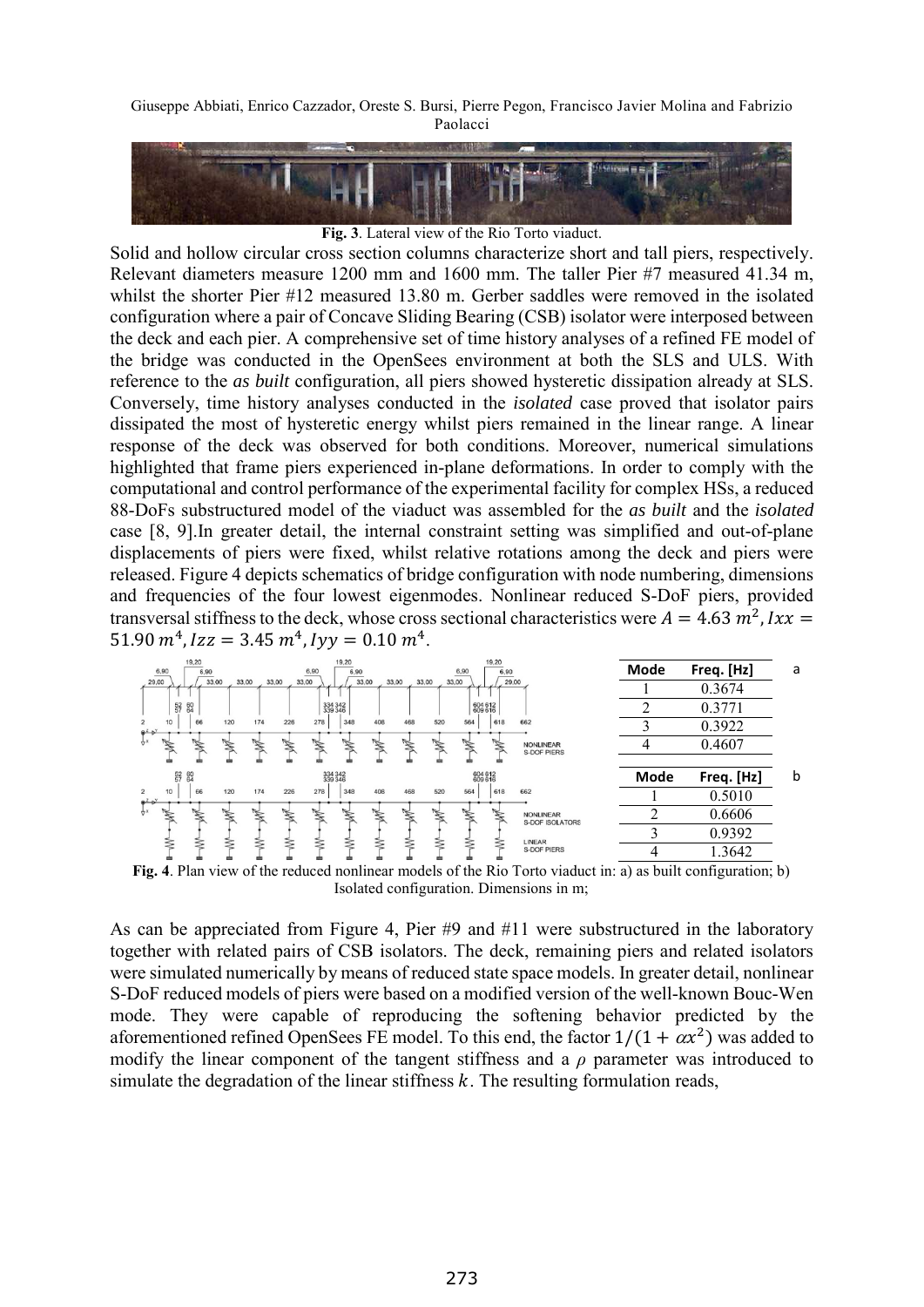**Fig. 3**. Lateral view of the Rio Torto viaduct.

Solid and hollow circular cross section columns characterize short and tall piers, respectively. Relevant diameters measure 1200 mm and 1600 mm. The taller Pier #7 measured 41.34 m, whilst the shorter Pier #12 measured 13.80 m. Gerber saddles were removed in the isolated configuration where a pair of Concave Sliding Bearing (CSB) isolator were interposed between the deck and each pier. A comprehensive set of time history analyses of a refined FE model of the bridge was conducted in the OpenSees environment at both the SLS and ULS. With reference to the *as built* configuration, all piers showed hysteretic dissipation already at SLS. Conversely, time history analyses conducted in the *isolated* case proved that isolator pairs dissipated the most of hysteretic energy whilst piers remained in the linear range. A linear response of the deck was observed for both conditions. Moreover, numerical simulations highlighted that frame piers experienced in-plane deformations. In order to comply with the computational and control performance of the experimental facility for complex HSs, a reduced 88-DoFs substructured model of the viaduct was assembled for the *as built* and the *isolated* case [8, 9].In greater detail, the internal constraint setting was simplified and out-of-plane displacements of piers were fixed, whilst relative rotations among the deck and piers were released. Figure 4 depicts schematics of bridge configuration with node numbering, dimensions and frequencies of the four lowest eigenmodes. Nonlinear reduced S-DoF piers, provided transversal stiffness to the deck, whose cross sectional characteristics were $A = 4.63\ m^2, Ixx = 51.90\ m^4, Izz = 3.45\ m^4, Iyy = 0.10\ m^4$.

a

| Mode | Freq. [Hz] |
|---|---|
| 1 | 0.3674 |
| 2 | 0.3771 |
| 3 | 0.3922 |
| 4 | 0.4607 |

b

| Mode | Freq. [Hz] |
|---|---|
| 1 | 0.5010 |
| 2 | 0.6606 |
| 3 | 0.9392 |
| 4 | 1.3642 |

**Fig. 4**. Plan view of the reduced nonlinear models of the Rio Torto viaduct in: a) as built configuration; b) Isolated configuration. Dimensions in m;

As can be appreciated from Figure 4, Pier #9 and #11 were substructured in the laboratory together with related pairs of CSB isolators. The deck, remaining piers and related isolators were simulated numerically by means of reduced state space models. In greater detail, nonlinear S-DoF reduced models of piers were based on a modified version of the well-known Bouc-Wen mode. They were capable of reproducing the softening behavior predicted by the aforementioned refined OpenSees FE model. To this end, the factor $1/(1 + \alpha x^2)$ was added to modify the linear component of the tangent stiffness and a $\rho$ parameter was introduced to simulate the degradation of the linear stiffness $k$. The resulting formulation reads,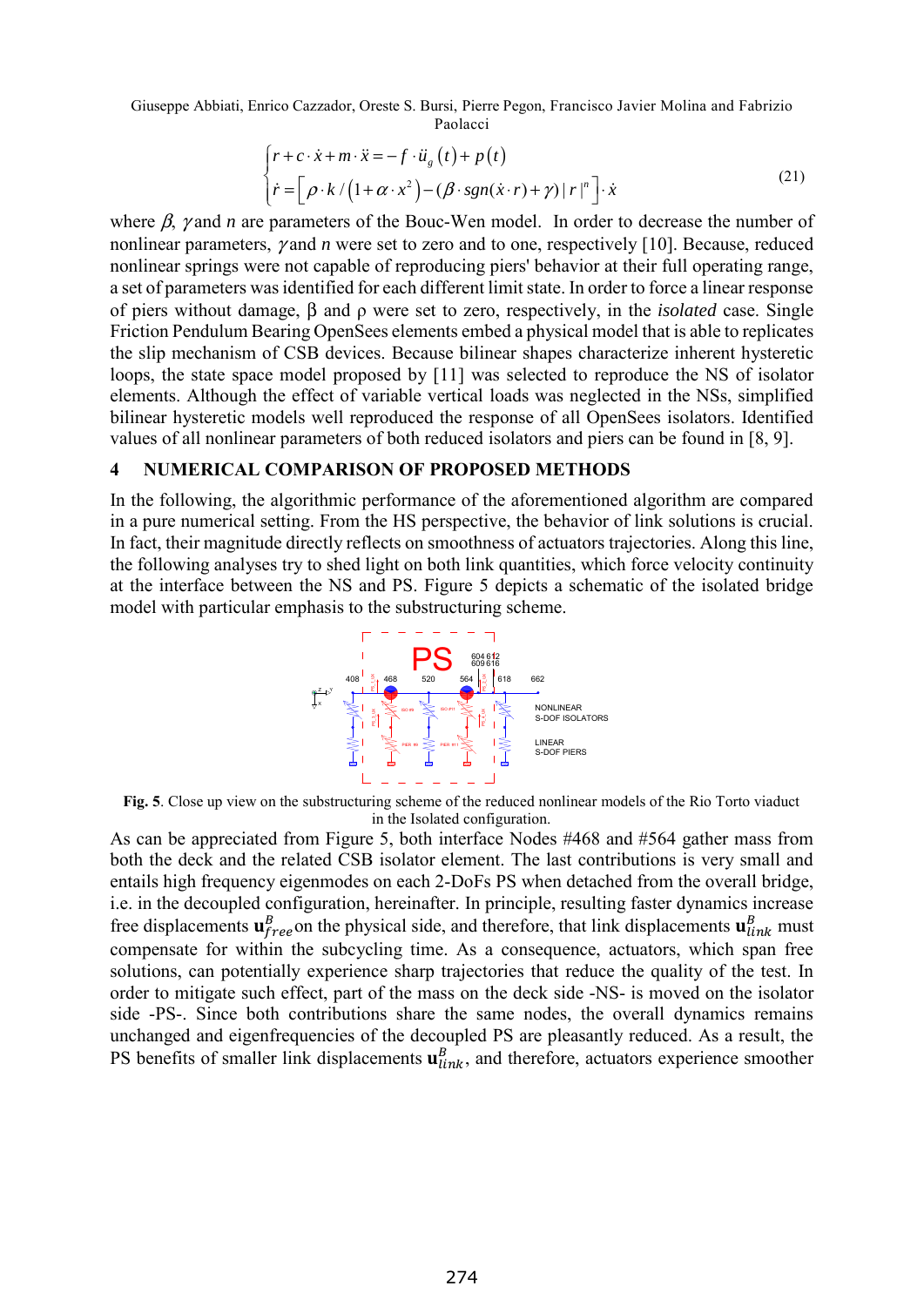$$
\begin{cases}
r + c \cdot \dot{x} + m \cdot \ddot{x} = -f \cdot \ddot{u}_g(t) + p(t) \\
\dot{r} = \left[ \rho \cdot k / \left(1 + \alpha \cdot x^2\right) - \left(\beta \cdot sgn(\dot{x} \cdot r) + \gamma\right) |r|^n \right] \cdot \dot{x}
\end{cases}
\tag{21}
$$

where $\beta$, $\gamma$ and $n$ are parameters of the Bouc-Wen model. In order to decrease the number of nonlinear parameters, $\gamma$ and $n$ were set to zero and to one, respectively [10]. Because, reduced nonlinear springs were not capable of reproducing piers' behavior at their full operating range, a set of parameters was identified for each different limit state. In order to force a linear response of piers without damage, β and ρ were set to zero, respectively, in the *isolated* case. Single Friction Pendulum Bearing OpenSees elements embed a physical model that is able to replicates the slip mechanism of CSB devices. Because bilinear shapes characterize inherent hysteretic loops, the state space model proposed by [11] was selected to reproduce the NS of isolator elements. Although the effect of variable vertical loads was neglected in the NSs, simplified bilinear hysteretic models well reproduced the response of all OpenSees isolators. Identified values of all nonlinear parameters of both reduced isolators and piers can be found in [8, 9].

## 4 NUMERICAL COMPARISON OF PROPOSED METHODS

In the following, the algorithmic performance of the aforementioned algorithm are compared in a pure numerical setting. From the HS perspective, the behavior of link solutions is crucial. In fact, their magnitude directly reflects on smoothness of actuators trajectories. Along this line, the following analyses try to shed light on both link quantities, which force velocity continuity at the interface between the NS and PS. Figure 5 depicts a schematic of the isolated bridge model with particular emphasis to the substructuring scheme.

**Fig. 5**. Close up view on the substructuring scheme of the reduced nonlinear models of the Rio Torto viaduct in the Isolated configuration.

As can be appreciated from Figure 5, both interface Nodes #468 and #564 gather mass from both the deck and the related CSB isolator element. The last contributions is very small and entails high frequency eigenmodes on each 2-DoFs PS when detached from the overall bridge, i.e. in the decoupled configuration, hereinafter. In principle, resulting faster dynamics increase free displacements $\mathbf{u}_{free}^{B}$ on the physical side, and therefore, that link displacements $\mathbf{u}_{link}^{B}$ must compensate for within the subcycling time. As a consequence, actuators, which span free solutions, can potentially experience sharp trajectories that reduce the quality of the test. In order to mitigate such effect, part of the mass on the deck side -NS- is moved on the isolator side -PS-. Since both contributions share the same nodes, the overall dynamics remains unchanged and eigenfrequencies of the decoupled PS are pleasantly reduced. As a result, the PS benefits of smaller link displacements $\mathbf{u}_{link}^{B}$, and therefore, actuators experience smoother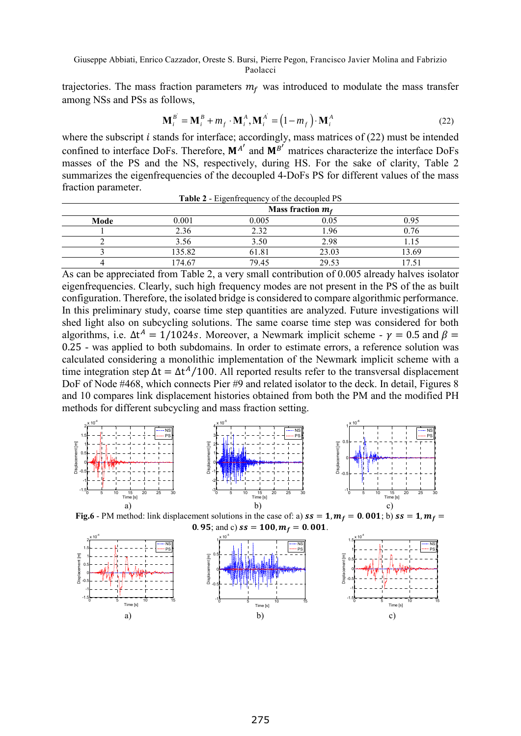trajectories. The mass fraction parameters $m_f$ was introduced to modulate the mass transfer among NSs and PSs as follows,

$$\mathbf{M}_i^{B'} = \mathbf{M}_i^B + m_f \cdot \mathbf{M}_i^A, \mathbf{M}_i^{A'} = \left(1 - m_f\right) \cdot \mathbf{M}_i^A \tag{22}$$

where the subscript $i$ stands for interface; accordingly, mass matrices of (22) must be intended confined to interface DoFs. Therefore, $\mathbf{M}^{A'}$ and $\mathbf{M}^{B'}$ matrices characterize the interface DoFs masses of the PS and the NS, respectively, during HS. For the sake of clarity, Table 2 summarizes the eigenfrequencies of the decoupled 4-DoFs PS for different values of the mass fraction parameter.

**Table 2** - Eigenfrequency of the decoupled PS

| | Mass fraction $m_f$ | | | |
|---|---|---|---|---|
| **Mode** | 0.001 | 0.005 | 0.05 | 0.95 |
| 1 | 2.36 | 2.32 | 1.96 | 0.76 |
| 2 | 3.56 | 3.50 | 2.98 | 1.15 |
| 3 | 135.82 | 61.81 | 23.03 | 13.69 |
| 4 | 174.67 | 79.45 | 29.53 | 17.51 |

As can be appreciated from Table 2, a very small contribution of 0.005 already halves isolator eigenfrequencies. Clearly, such high frequency modes are not present in the PS of the as built configuration. Therefore, the isolated bridge is considered to compare algorithmic performance. In this preliminary study, coarse time step quantities are analyzed. Future investigations will shed light also on subcycling solutions. The same coarse time step was considered for both algorithms, i.e. $\Delta t^A = 1/1024s$. Moreover, a Newmark implicit scheme - $\gamma = 0.5$ and $\beta = 0.25$ - was applied to both subdomains. In order to estimate errors, a reference solution was calculated considering a monolithic implementation of the Newmark implicit scheme with a time integration step $\Delta t = \Delta t^A/100$. All reported results refer to the transversal displacement DoF of Node #468, which connects Pier #9 and related isolator to the deck. In detail, Figures 8 and 10 compares link displacement histories obtained from both the PM and the modified PH methods for different subcycling and mass fraction setting.

a) b) c)

**Fig.6** - PM method: link displacement solutions in the case of: a) $\boldsymbol{ss = 1, m_f = 0.001}$; b) $\boldsymbol{ss = 1, m_f = 0.95}$; and c) $\boldsymbol{ss = 100, m_f = 0.001}$.

a) b) c)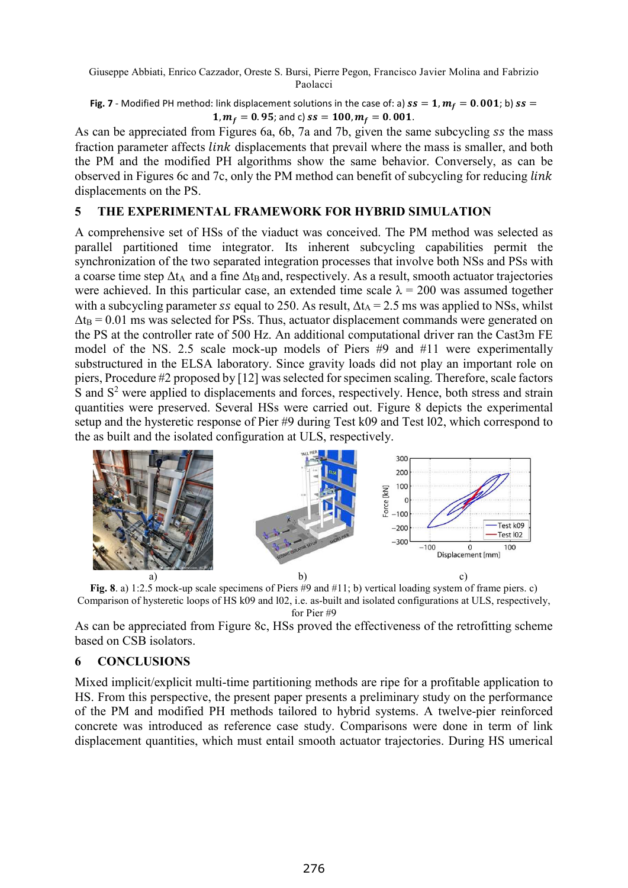**Fig. 7** - Modified PH method: link displacement solutions in the case of: a) $ss = 1, m_f = 0.001$; b) $ss = 1, m_f = 0.95$; and c) $ss = 100, m_f = 0.001$.

As can be appreciated from Figures 6a, 6b, 7a and 7b, given the same subcycling $ss$ the mass fraction parameter affects $link$ displacements that prevail where the mass is smaller, and both the PM and the modified PH algorithms show the same behavior. Conversely, as can be observed in Figures 6c and 7c, only the PM method can benefit of subcycling for reducing $link$ displacements on the PS.

## 5 THE EXPERIMENTAL FRAMEWORK FOR HYBRID SIMULATION

A comprehensive set of HSs of the viaduct was conceived. The PM method was selected as parallel partitioned time integrator. Its inherent subcycling capabilities permit the synchronization of the two separated integration processes that involve both NSs and PSs with a coarse time step $\Delta t_A$ and a fine $\Delta t_B$ and, respectively. As a result, smooth actuator trajectories were achieved. In this particular case, an extended time scale $\lambda = 200$ was assumed together with a subcycling parameter $ss$ equal to 250. As result, $\Delta t_A = 2.5$ ms was applied to NSs, whilst $\Delta t_B = 0.01$ ms was selected for PSs. Thus, actuator displacement commands were generated on the PS at the controller rate of 500 Hz. An additional computational driver ran the Cast3m FE model of the NS. 2.5 scale mock-up models of Piers #9 and #11 were experimentally substructured in the ELSA laboratory. Since gravity loads did not play an important role on piers, Procedure #2 proposed by [12] was selected for specimen scaling. Therefore, scale factors S and $S^2$ were applied to displacements and forces, respectively. Hence, both stress and strain quantities were preserved. Several HSs were carried out. Figure 8 depicts the experimental setup and the hysteretic response of Pier #9 during Test k09 and Test l02, which correspond to the as built and the isolated configuration at ULS, respectively.

a) b) c)

**Fig. 8**. a) 1:2.5 mock-up scale specimens of Piers #9 and #11; b) vertical loading system of frame piers. c) Comparison of hysteretic loops of HS k09 and l02, i.e. as-built and isolated configurations at ULS, respectively, for Pier #9

As can be appreciated from Figure 8c, HSs proved the effectiveness of the retrofitting scheme based on CSB isolators.

## 6 CONCLUSIONS

Mixed implicit/explicit multi-time partitioning methods are ripe for a profitable application to HS. From this perspective, the present paper presents a preliminary study on the performance of the PM and modified PH methods tailored to hybrid systems. A twelve-pier reinforced concrete was introduced as reference case study. Comparisons were done in term of link displacement quantities, which must entail smooth actuator trajectories. During HS umerical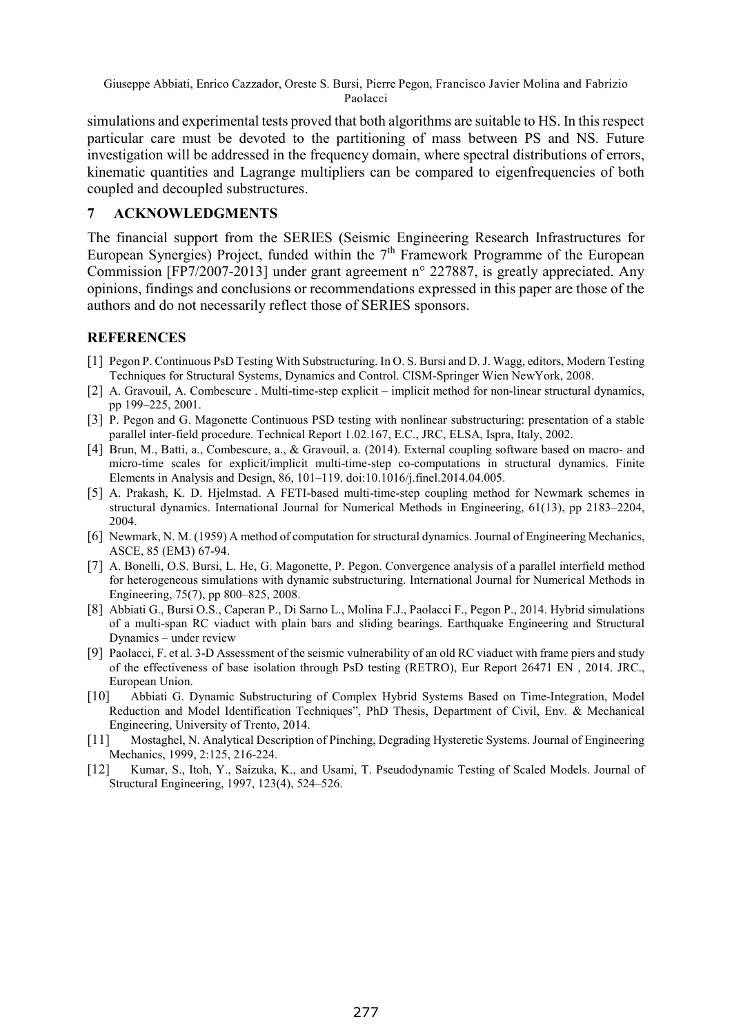simulations and experimental tests proved that both algorithms are suitable to HS. In this respect particular care must be devoted to the partitioning of mass between PS and NS. Future investigation will be addressed in the frequency domain, where spectral distributions of errors, kinematic quantities and Lagrange multipliers can be compared to eigenfrequencies of both coupled and decoupled substructures.

## 7 ACKNOWLEDGMENTS

The financial support from the SERIES (Seismic Engineering Research Infrastructures for European Synergies) Project, funded within the 7th Framework Programme of the European Commission [FP7/2007-2013] under grant agreement n° 227887, is greatly appreciated. Any opinions, findings and conclusions or recommendations expressed in this paper are those of the authors and do not necessarily reflect those of SERIES sponsors.

## REFERENCES

[1] Pegon P. Continuous PsD Testing With Substructuring. In O. S. Bursi and D. J. Wagg, editors, Modern Testing Techniques for Structural Systems, Dynamics and Control. CISM-Springer Wien NewYork, 2008.

[2] A. Gravouil, A. Combescure . Multi-time-step explicit – implicit method for non-linear structural dynamics, pp 199–225, 2001.

[3] P. Pegon and G. Magonette Continuous PSD testing with nonlinear substructuring: presentation of a stable parallel inter-field procedure. Technical Report 1.02.167, E.C., JRC, ELSA, Ispra, Italy, 2002.

[4] Brun, M., Batti, a., Combescure, a., & Gravouil, a. (2014). External coupling software based on macro- and micro-time scales for explicit/implicit multi-time-step co-computations in structural dynamics. Finite Elements in Analysis and Design, 86, 101–119. doi:10.1016/j.finel.2014.04.005.

[5] A. Prakash, K. D. Hjelmstad. A FETI-based multi-time-step coupling method for Newmark schemes in structural dynamics. International Journal for Numerical Methods in Engineering, 61(13), pp 2183–2204, 2004.

[6] Newmark, N. M. (1959) A method of computation for structural dynamics. Journal of Engineering Mechanics, ASCE, 85 (EM3) 67-94.

[7] A. Bonelli, O.S. Bursi, L. He, G. Magonette, P. Pegon. Convergence analysis of a parallel interfield method for heterogeneous simulations with dynamic substructuring. International Journal for Numerical Methods in Engineering, 75(7), pp 800–825, 2008.

[8] Abbiati G., Bursi O.S., Caperan P., Di Sarno L., Molina F.J., Paolacci F., Pegon P., 2014. Hybrid simulations of a multi-span RC viaduct with plain bars and sliding bearings. Earthquake Engineering and Structural Dynamics – under review

[9] Paolacci, F. et al. 3-D Assessment of the seismic vulnerability of an old RC viaduct with frame piers and study of the effectiveness of base isolation through PsD testing (RETRO), Eur Report 26471 EN , 2014. JRC., European Union.

[10] Abbiati G. Dynamic Substructuring of Complex Hybrid Systems Based on Time-Integration, Model Reduction and Model Identification Techniques", PhD Thesis, Department of Civil, Env. & Mechanical Engineering, University of Trento, 2014.

[11] Mostaghel, N. Analytical Description of Pinching, Degrading Hysteretic Systems. Journal of Engineering Mechanics, 1999, 2:125, 216-224.

[12] Kumar, S., Itoh, Y., Saizuka, K., and Usami, T. Pseudodynamic Testing of Scaled Models. Journal of Structural Engineering, 1997, 123(4), 524–526.